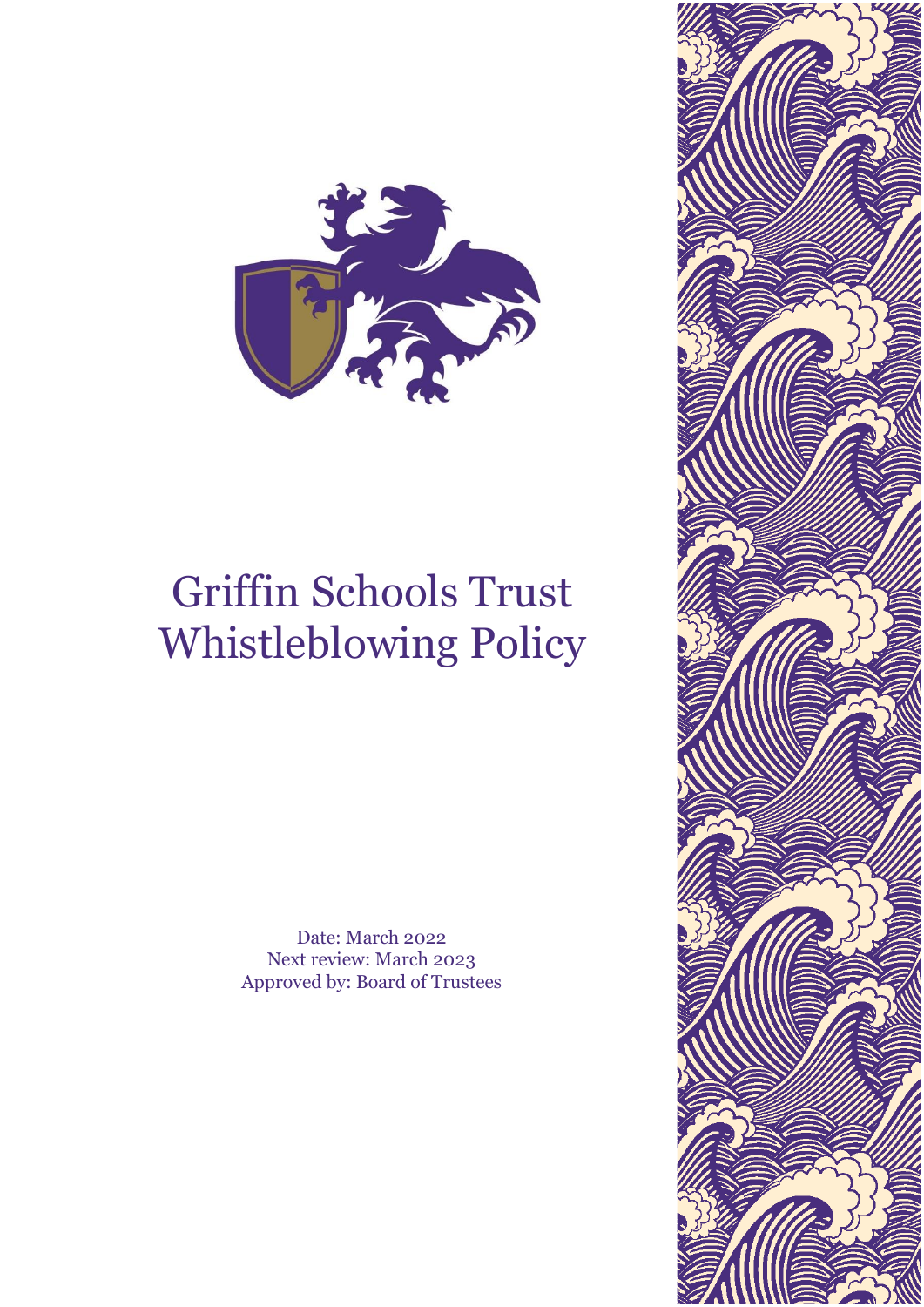# Griffin Schools Trust Whistleblowing Policy

Date: March 2022
Next review: March 2023
Approved by: Board of Trustees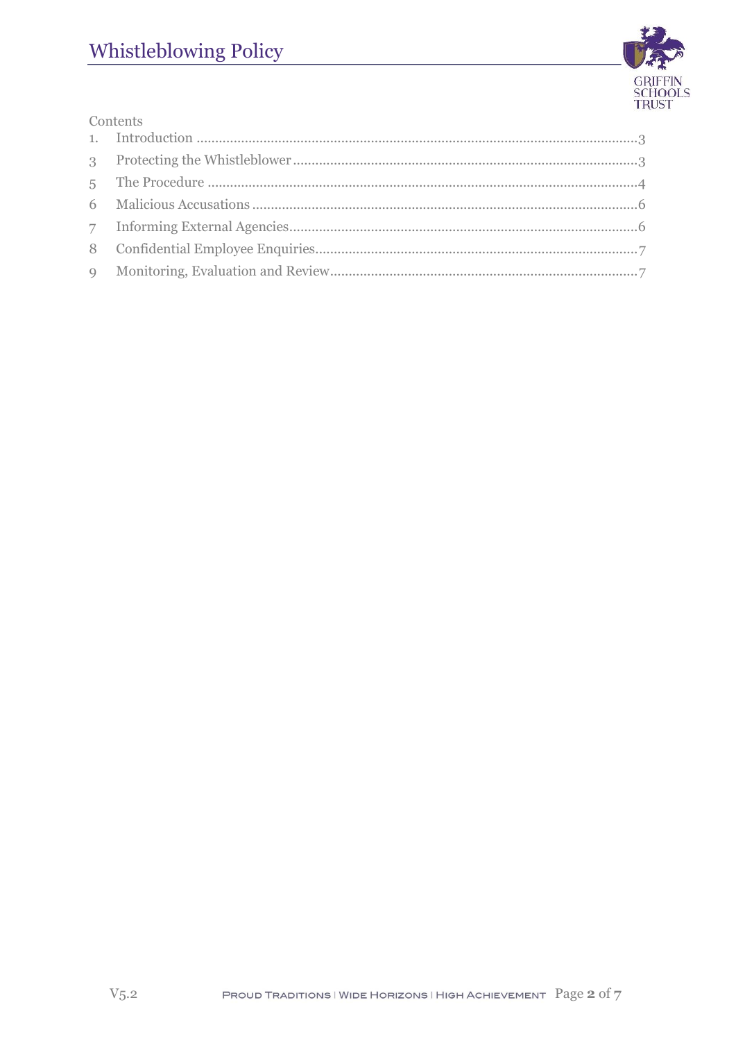Contents

1. Introduction ....................................................................................................................3
3 Protecting the Whistleblower ...........................................................................................3
5 The Procedure ....................................................................................................................4
6 Malicious Accusations .......................................................................................................6
7 Informing External Agencies..............................................................................................6
8 Confidential Employee Enquiries.......................................................................................7
9 Monitoring, Evaluation and Review...................................................................................7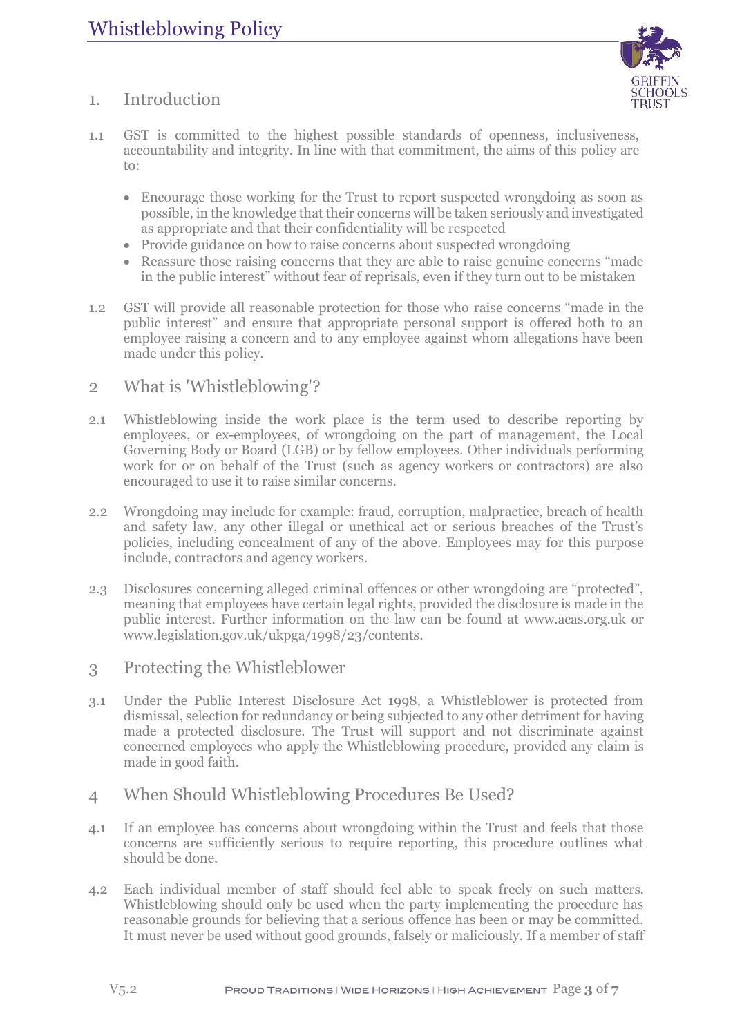# Whistleblowing Policy

## 1. Introduction

1.1 GST is committed to the highest possible standards of openness, inclusiveness, accountability and integrity. In line with that commitment, the aims of this policy are to:

- Encourage those working for the Trust to report suspected wrongdoing as soon as possible, in the knowledge that their concerns will be taken seriously and investigated as appropriate and that their confidentiality will be respected
- Provide guidance on how to raise concerns about suspected wrongdoing
- Reassure those raising concerns that they are able to raise genuine concerns "made in the public interest" without fear of reprisals, even if they turn out to be mistaken

1.2 GST will provide all reasonable protection for those who raise concerns "made in the public interest" and ensure that appropriate personal support is offered both to an employee raising a concern and to any employee against whom allegations have been made under this policy.

## 2 What is 'Whistleblowing'?

2.1 Whistleblowing inside the work place is the term used to describe reporting by employees, or ex-employees, of wrongdoing on the part of management, the Local Governing Body or Board (LGB) or by fellow employees. Other individuals performing work for or on behalf of the Trust (such as agency workers or contractors) are also encouraged to use it to raise similar concerns.

2.2 Wrongdoing may include for example: fraud, corruption, malpractice, breach of health and safety law, any other illegal or unethical act or serious breaches of the Trust's policies, including concealment of any of the above. Employees may for this purpose include, contractors and agency workers.

2.3 Disclosures concerning alleged criminal offences or other wrongdoing are "protected", meaning that employees have certain legal rights, provided the disclosure is made in the public interest. Further information on the law can be found at www.acas.org.uk or www.legislation.gov.uk/ukpga/1998/23/contents.

## 3 Protecting the Whistleblower

3.1 Under the Public Interest Disclosure Act 1998, a Whistleblower is protected from dismissal, selection for redundancy or being subjected to any other detriment for having made a protected disclosure. The Trust will support and not discriminate against concerned employees who apply the Whistleblowing procedure, provided any claim is made in good faith.

## 4 When Should Whistleblowing Procedures Be Used?

4.1 If an employee has concerns about wrongdoing within the Trust and feels that those concerns are sufficiently serious to require reporting, this procedure outlines what should be done.

4.2 Each individual member of staff should feel able to speak freely on such matters. Whistleblowing should only be used when the party implementing the procedure has reasonable grounds for believing that a serious offence has been or may be committed. It must never be used without good grounds, falsely or maliciously. If a member of staff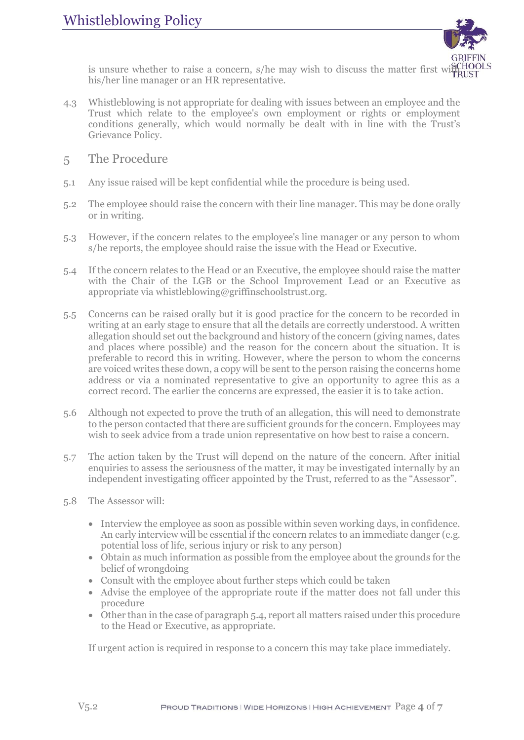is unsure whether to raise a concern, s/he may wish to discuss the matter first with his/her line manager or an HR representative.

4.3 Whistleblowing is not appropriate for dealing with issues between an employee and the Trust which relate to the employee's own employment or rights or employment conditions generally, which would normally be dealt with in line with the Trust's Grievance Policy.

## 5 The Procedure

5.1 Any issue raised will be kept confidential while the procedure is being used.

5.2 The employee should raise the concern with their line manager. This may be done orally or in writing.

5.3 However, if the concern relates to the employee's line manager or any person to whom s/he reports, the employee should raise the issue with the Head or Executive.

5.4 If the concern relates to the Head or an Executive, the employee should raise the matter with the Chair of the LGB or the School Improvement Lead or an Executive as appropriate via whistleblowing@griffinschoolstrust.org.

5.5 Concerns can be raised orally but it is good practice for the concern to be recorded in writing at an early stage to ensure that all the details are correctly understood. A written allegation should set out the background and history of the concern (giving names, dates and places where possible) and the reason for the concern about the situation. It is preferable to record this in writing. However, where the person to whom the concerns are voiced writes these down, a copy will be sent to the person raising the concerns home address or via a nominated representative to give an opportunity to agree this as a correct record. The earlier the concerns are expressed, the easier it is to take action.

5.6 Although not expected to prove the truth of an allegation, this will need to demonstrate to the person contacted that there are sufficient grounds for the concern. Employees may wish to seek advice from a trade union representative on how best to raise a concern.

5.7 The action taken by the Trust will depend on the nature of the concern. After initial enquiries to assess the seriousness of the matter, it may be investigated internally by an independent investigating officer appointed by the Trust, referred to as the "Assessor".

5.8 The Assessor will:

- Interview the employee as soon as possible within seven working days, in confidence. An early interview will be essential if the concern relates to an immediate danger (e.g. potential loss of life, serious injury or risk to any person)
- Obtain as much information as possible from the employee about the grounds for the belief of wrongdoing
- Consult with the employee about further steps which could be taken
- Advise the employee of the appropriate route if the matter does not fall under this procedure
- Other than in the case of paragraph 5.4, report all matters raised under this procedure to the Head or Executive, as appropriate.

If urgent action is required in response to a concern this may take place immediately.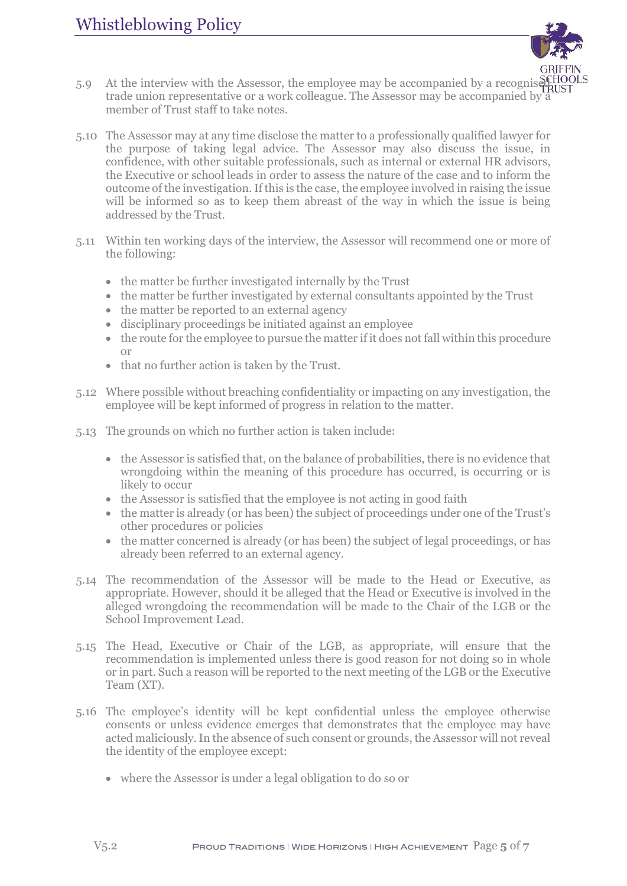5.9 At the interview with the Assessor, the employee may be accompanied by a recognised trade union representative or a work colleague. The Assessor may be accompanied by a member of Trust staff to take notes.

5.10 The Assessor may at any time disclose the matter to a professionally qualified lawyer for the purpose of taking legal advice. The Assessor may also discuss the issue, in confidence, with other suitable professionals, such as internal or external HR advisors, the Executive or school leads in order to assess the nature of the case and to inform the outcome of the investigation. If this is the case, the employee involved in raising the issue will be informed so as to keep them abreast of the way in which the issue is being addressed by the Trust.

5.11 Within ten working days of the interview, the Assessor will recommend one or more of the following:

- the matter be further investigated internally by the Trust
- the matter be further investigated by external consultants appointed by the Trust
- the matter be reported to an external agency
- disciplinary proceedings be initiated against an employee
- the route for the employee to pursue the matter if it does not fall within this procedure or
- that no further action is taken by the Trust.

5.12 Where possible without breaching confidentiality or impacting on any investigation, the employee will be kept informed of progress in relation to the matter.

5.13 The grounds on which no further action is taken include:

- the Assessor is satisfied that, on the balance of probabilities, there is no evidence that wrongdoing within the meaning of this procedure has occurred, is occurring or is likely to occur
- the Assessor is satisfied that the employee is not acting in good faith
- the matter is already (or has been) the subject of proceedings under one of the Trust's other procedures or policies
- the matter concerned is already (or has been) the subject of legal proceedings, or has already been referred to an external agency.

5.14 The recommendation of the Assessor will be made to the Head or Executive, as appropriate. However, should it be alleged that the Head or Executive is involved in the alleged wrongdoing the recommendation will be made to the Chair of the LGB or the School Improvement Lead.

5.15 The Head, Executive or Chair of the LGB, as appropriate, will ensure that the recommendation is implemented unless there is good reason for not doing so in whole or in part. Such a reason will be reported to the next meeting of the LGB or the Executive Team (XT).

5.16 The employee's identity will be kept confidential unless the employee otherwise consents or unless evidence emerges that demonstrates that the employee may have acted maliciously. In the absence of such consent or grounds, the Assessor will not reveal the identity of the employee except:

- where the Assessor is under a legal obligation to do so or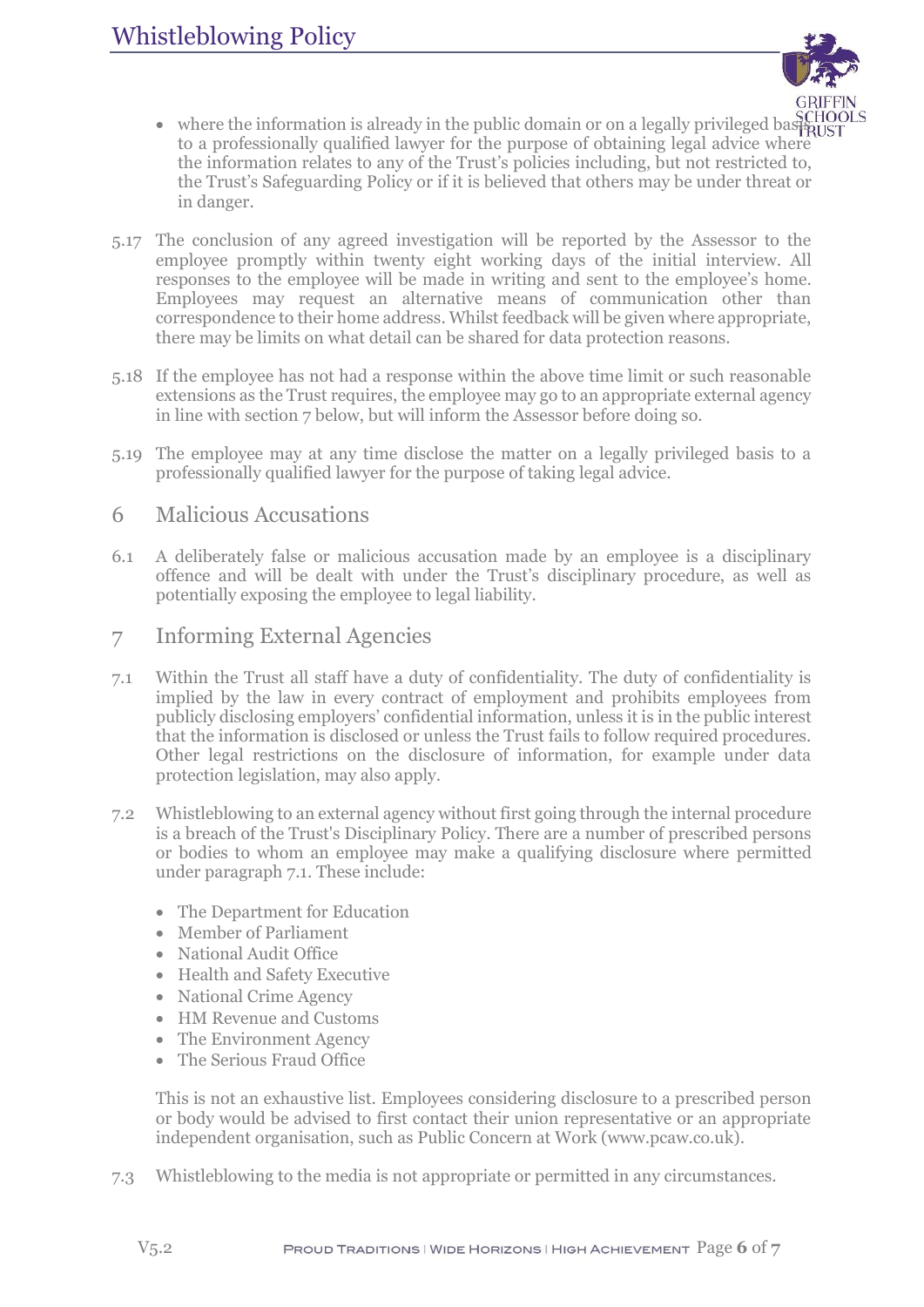- where the information is already in the public domain or on a legally privileged basis to a professionally qualified lawyer for the purpose of obtaining legal advice where the information relates to any of the Trust's policies including, but not restricted to, the Trust's Safeguarding Policy or if it is believed that others may be under threat or in danger.

5.17 The conclusion of any agreed investigation will be reported by the Assessor to the employee promptly within twenty eight working days of the initial interview. All responses to the employee will be made in writing and sent to the employee's home. Employees may request an alternative means of communication other than correspondence to their home address. Whilst feedback will be given where appropriate, there may be limits on what detail can be shared for data protection reasons.

5.18 If the employee has not had a response within the above time limit or such reasonable extensions as the Trust requires, the employee may go to an appropriate external agency in line with section 7 below, but will inform the Assessor before doing so.

5.19 The employee may at any time disclose the matter on a legally privileged basis to a professionally qualified lawyer for the purpose of taking legal advice.

## 6 Malicious Accusations

6.1 A deliberately false or malicious accusation made by an employee is a disciplinary offence and will be dealt with under the Trust's disciplinary procedure, as well as potentially exposing the employee to legal liability.

## 7 Informing External Agencies

7.1 Within the Trust all staff have a duty of confidentiality. The duty of confidentiality is implied by the law in every contract of employment and prohibits employees from publicly disclosing employers' confidential information, unless it is in the public interest that the information is disclosed or unless the Trust fails to follow required procedures. Other legal restrictions on the disclosure of information, for example under data protection legislation, may also apply.

7.2 Whistleblowing to an external agency without first going through the internal procedure is a breach of the Trust's Disciplinary Policy. There are a number of prescribed persons or bodies to whom an employee may make a qualifying disclosure where permitted under paragraph 7.1. These include:

- The Department for Education
- Member of Parliament
- National Audit Office
- Health and Safety Executive
- National Crime Agency
- HM Revenue and Customs
- The Environment Agency
- The Serious Fraud Office

This is not an exhaustive list. Employees considering disclosure to a prescribed person or body would be advised to first contact their union representative or an appropriate independent organisation, such as Public Concern at Work (www.pcaw.co.uk).

7.3 Whistleblowing to the media is not appropriate or permitted in any circumstances.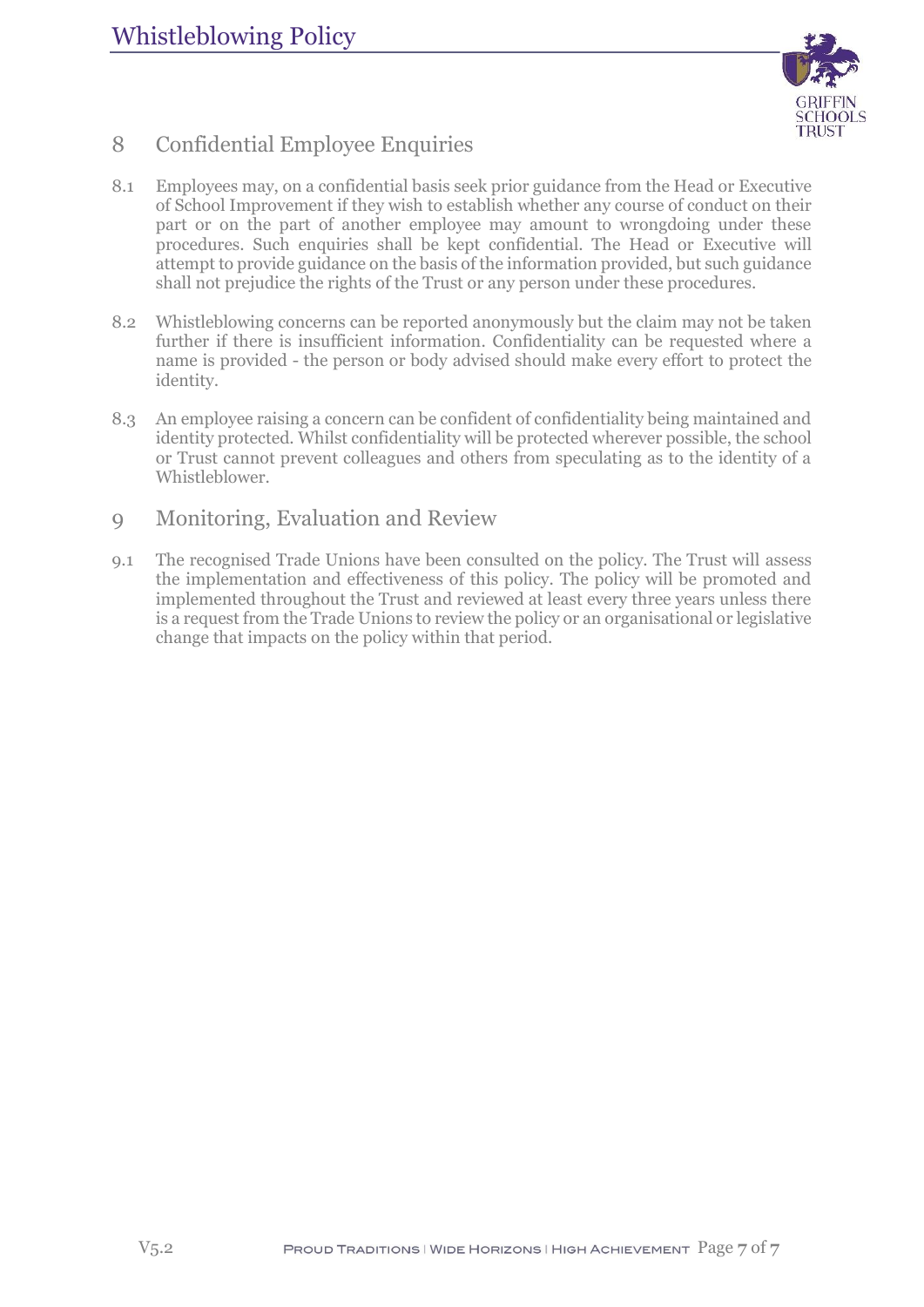## 8 Confidential Employee Enquiries

8.1 Employees may, on a confidential basis seek prior guidance from the Head or Executive of School Improvement if they wish to establish whether any course of conduct on their part or on the part of another employee may amount to wrongdoing under these procedures. Such enquiries shall be kept confidential. The Head or Executive will attempt to provide guidance on the basis of the information provided, but such guidance shall not prejudice the rights of the Trust or any person under these procedures.

8.2 Whistleblowing concerns can be reported anonymously but the claim may not be taken further if there is insufficient information. Confidentiality can be requested where a name is provided - the person or body advised should make every effort to protect the identity.

8.3 An employee raising a concern can be confident of confidentiality being maintained and identity protected. Whilst confidentiality will be protected wherever possible, the school or Trust cannot prevent colleagues and others from speculating as to the identity of a Whistleblower.

## 9 Monitoring, Evaluation and Review

9.1 The recognised Trade Unions have been consulted on the policy. The Trust will assess the implementation and effectiveness of this policy. The policy will be promoted and implemented throughout the Trust and reviewed at least every three years unless there is a request from the Trade Unions to review the policy or an organisational or legislative change that impacts on the policy within that period.